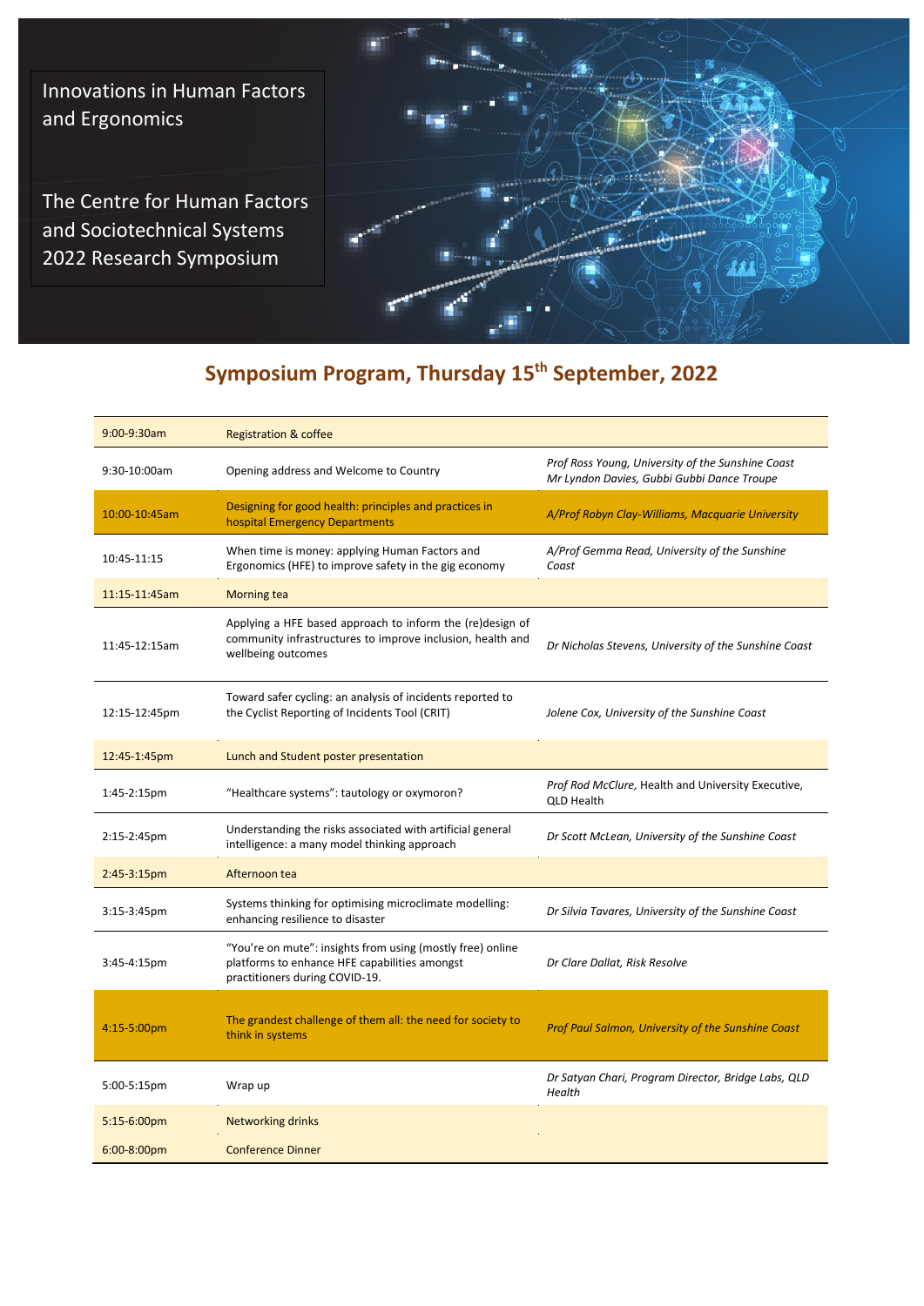Innovations in Human Factors and Ergonomics

The Centre for Human Factors and Sociotechnical Systems 2022 Research Symposium

## Symposium Program, Thursday 15th September, 2022

| | | |
|---|---|---|
| 9:00-9:30am | Registration & coffee | |
| 9:30-10:00am | Opening address and Welcome to Country | *Prof Ross Young, University of the Sunshine Coast*<br>*Mr Lyndon Davies, Gubbi Gubbi Dance Troupe* |
| 10:00-10:45am | Designing for good health: principles and practices in hospital Emergency Departments | *A/Prof Robyn Clay-Williams, Macquarie University* |
| 10:45-11:15 | When time is money: applying Human Factors and Ergonomics (HFE) to improve safety in the gig economy | *A/Prof Gemma Read, University of the Sunshine Coast* |
| 11:15-11:45am | Morning tea | |
| 11:45-12:15am | Applying a HFE based approach to inform the (re)design of community infrastructures to improve inclusion, health and wellbeing outcomes | *Dr Nicholas Stevens, University of the Sunshine Coast* |
| 12:15-12:45pm | Toward safer cycling: an analysis of incidents reported to the Cyclist Reporting of Incidents Tool (CRIT) | *Jolene Cox, University of the Sunshine Coast* |
| 12:45-1:45pm | Lunch and Student poster presentation | |
| 1:45-2:15pm | "Healthcare systems": tautology or oxymoron? | *Prof Rod McClure*, Health and University Executive, QLD Health |
| 2:15-2:45pm | Understanding the risks associated with artificial general intelligence: a many model thinking approach | *Dr Scott McLean, University of the Sunshine Coast* |
| 2:45-3:15pm | Afternoon tea | |
| 3:15-3:45pm | Systems thinking for optimising microclimate modelling: enhancing resilience to disaster | *Dr Silvia Tavares, University of the Sunshine Coast* |
| 3:45-4:15pm | "You're on mute": insights from using (mostly free) online platforms to enhance HFE capabilities amongst practitioners during COVID-19. | *Dr Clare Dallat, Risk Resolve* |
| 4:15-5:00pm | The grandest challenge of them all: the need for society to think in systems | *Prof Paul Salmon, University of the Sunshine Coast* |
| 5:00-5:15pm | Wrap up | *Dr Satyan Chari, Program Director, Bridge Labs, QLD Health* |
| 5:15-6:00pm | Networking drinks | |
| 6:00-8:00pm | Conference Dinner | |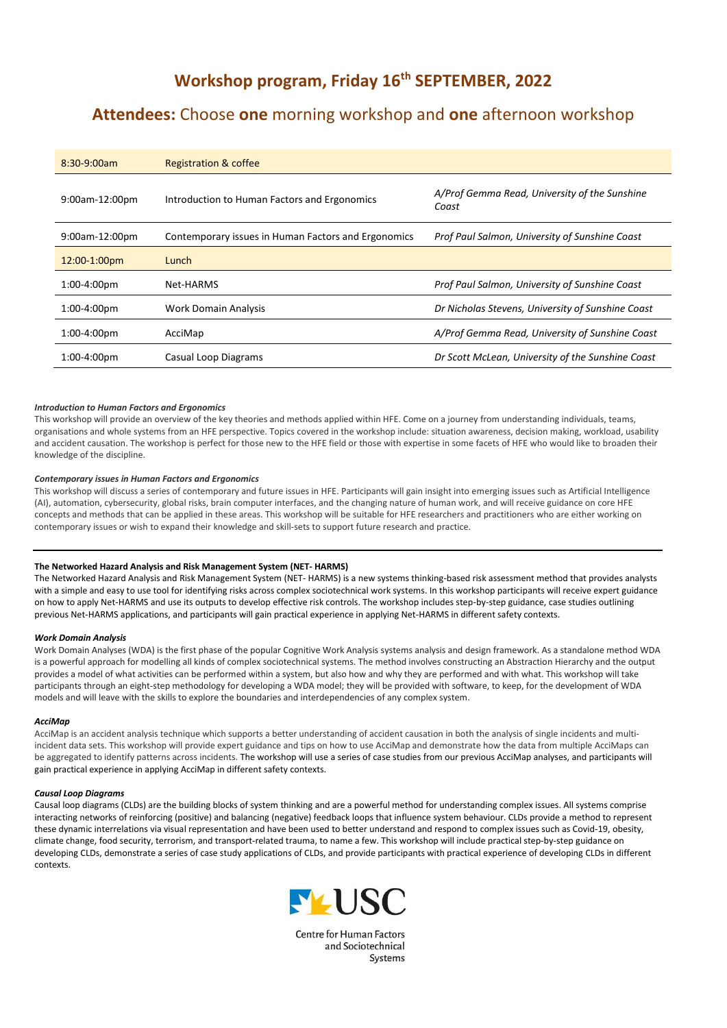# Workshop program, Friday 16th SEPTEMBER, 2022

## Attendees: Choose one morning workshop and one afternoon workshop

| | | |
|---|---|---|
| 8:30-9:00am | Registration & coffee | |
| 9:00am-12:00pm | Introduction to Human Factors and Ergonomics | *A/Prof Gemma Read, University of the Sunshine Coast* |
| 9:00am-12:00pm | Contemporary issues in Human Factors and Ergonomics | *Prof Paul Salmon, University of Sunshine Coast* |
| 12:00-1:00pm | Lunch | |
| 1:00-4:00pm | Net-HARMS | *Prof Paul Salmon, University of Sunshine Coast* |
| 1:00-4:00pm | Work Domain Analysis | *Dr Nicholas Stevens, University of Sunshine Coast* |
| 1:00-4:00pm | AcciMap | *A/Prof Gemma Read, University of Sunshine Coast* |
| 1:00-4:00pm | Casual Loop Diagrams | *Dr Scott McLean, University of the Sunshine Coast* |

***Introduction to Human Factors and Ergonomics***

This workshop will provide an overview of the key theories and methods applied within HFE. Come on a journey from understanding individuals, teams, organisations and whole systems from an HFE perspective. Topics covered in the workshop include: situation awareness, decision making, workload, usability and accident causation. The workshop is perfect for those new to the HFE field or those with expertise in some facets of HFE who would like to broaden their knowledge of the discipline.

***Contemporary issues in Human Factors and Ergonomics***

This workshop will discuss a series of contemporary and future issues in HFE. Participants will gain insight into emerging issues such as Artificial Intelligence (AI), automation, cybersecurity, global risks, brain computer interfaces, and the changing nature of human work, and will receive guidance on core HFE concepts and methods that can be applied in these areas. This workshop will be suitable for HFE researchers and practitioners who are either working on contemporary issues or wish to expand their knowledge and skill-sets to support future research and practice.

---

**The Networked Hazard Analysis and Risk Management System (NET- HARMS)**

The Networked Hazard Analysis and Risk Management System (NET- HARMS) is a new systems thinking-based risk assessment method that provides analysts with a simple and easy to use tool for identifying risks across complex sociotechnical work systems. In this workshop participants will receive expert guidance on how to apply Net-HARMS and use its outputs to develop effective risk controls. The workshop includes step-by-step guidance, case studies outlining previous Net-HARMS applications, and participants will gain practical experience in applying Net-HARMS in different safety contexts.

***Work Domain Analysis***

Work Domain Analyses (WDA) is the first phase of the popular Cognitive Work Analysis systems analysis and design framework. As a standalone method WDA is a powerful approach for modelling all kinds of complex sociotechnical systems. The method involves constructing an Abstraction Hierarchy and the output provides a model of what activities can be performed within a system, but also how and why they are performed and with what. This workshop will take participants through an eight-step methodology for developing a WDA model; they will be provided with software, to keep, for the development of WDA models and will leave with the skills to explore the boundaries and interdependencies of any complex system.

***AcciMap***

AcciMap is an accident analysis technique which supports a better understanding of accident causation in both the analysis of single incidents and multi-incident data sets. This workshop will provide expert guidance and tips on how to use AcciMap and demonstrate how the data from multiple AcciMaps can be aggregated to identify patterns across incidents. The workshop will use a series of case studies from our previous AcciMap analyses, and participants will gain practical experience in applying AcciMap in different safety contexts.

***Causal Loop Diagrams***

Causal loop diagrams (CLDs) are the building blocks of system thinking and are a powerful method for understanding complex issues. All systems comprise interacting networks of reinforcing (positive) and balancing (negative) feedback loops that influence system behaviour. CLDs provide a method to represent these dynamic interrelations via visual representation and have been used to better understand and respond to complex issues such as Covid-19, obesity, climate change, food security, terrorism, and transport-related trauma, to name a few. This workshop will include practical step-by-step guidance on developing CLDs, demonstrate a series of case study applications of CLDs, and provide participants with practical experience of developing CLDs in different contexts.

USC

Centre for Human Factors and Sociotechnical Systems